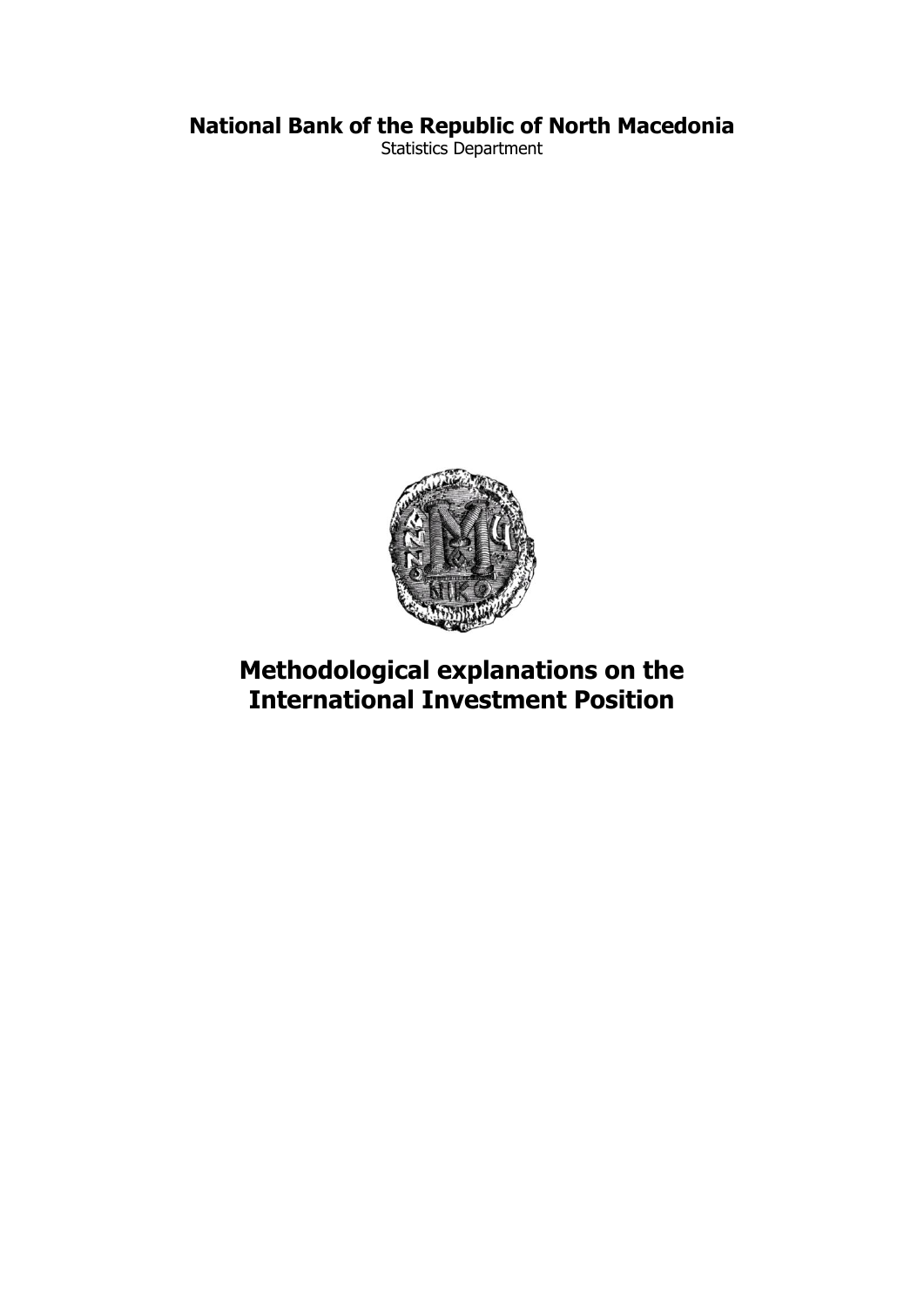**National Bank of the Republic of North Macedonia**

Statistics Department

# Methodological explanations on the International Investment Position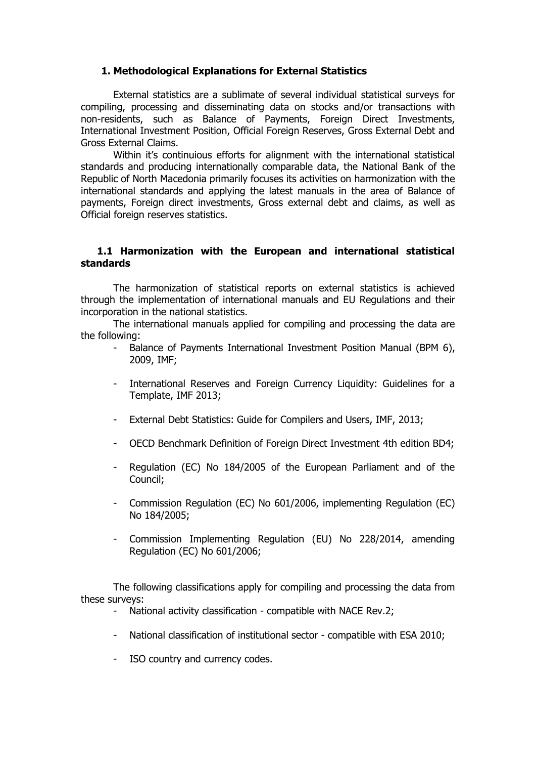## 1. Methodological Explanations for External Statistics

External statistics are a sublimate of several individual statistical surveys for compiling, processing and disseminating data on stocks and/or transactions with non-residents, such as Balance of Payments, Foreign Direct Investments, International Investment Position, Official Foreign Reserves, Gross External Debt and Gross External Claims.

Within it's continuious efforts for alignment with the international statistical standards and producing internationally comparable data, the National Bank of the Republic of North Macedonia primarily focuses its activities on harmonization with the international standards and applying the latest manuals in the area of Balance of payments, Foreign direct investments, Gross external debt and claims, as well as Official foreign reserves statistics.

### 1.1 Harmonization with the European and international statistical standards

The harmonization of statistical reports on external statistics is achieved through the implementation of international manuals and EU Regulations and their incorporation in the national statistics.

The international manuals applied for compiling and processing the data are the following:

- Balance of Payments International Investment Position Manual (BPM 6), 2009, IMF;
- International Reserves and Foreign Currency Liquidity: Guidelines for a Template, IMF 2013;
- External Debt Statistics: Guide for Compilers and Users, IMF, 2013;
- OECD Benchmark Definition of Foreign Direct Investment 4th edition BD4;
- Regulation (EC) No 184/2005 of the European Parliament and of the Council;
- Commission Regulation (EC) No 601/2006, implementing Regulation (EC) No 184/2005;
- Commission Implementing Regulation (EU) No 228/2014, amending Regulation (EC) No 601/2006;

The following classifications apply for compiling and processing the data from these surveys:

- National activity classification - compatible with NACE Rev.2;
- National classification of institutional sector - compatible with ESA 2010;
- ISO country and currency codes.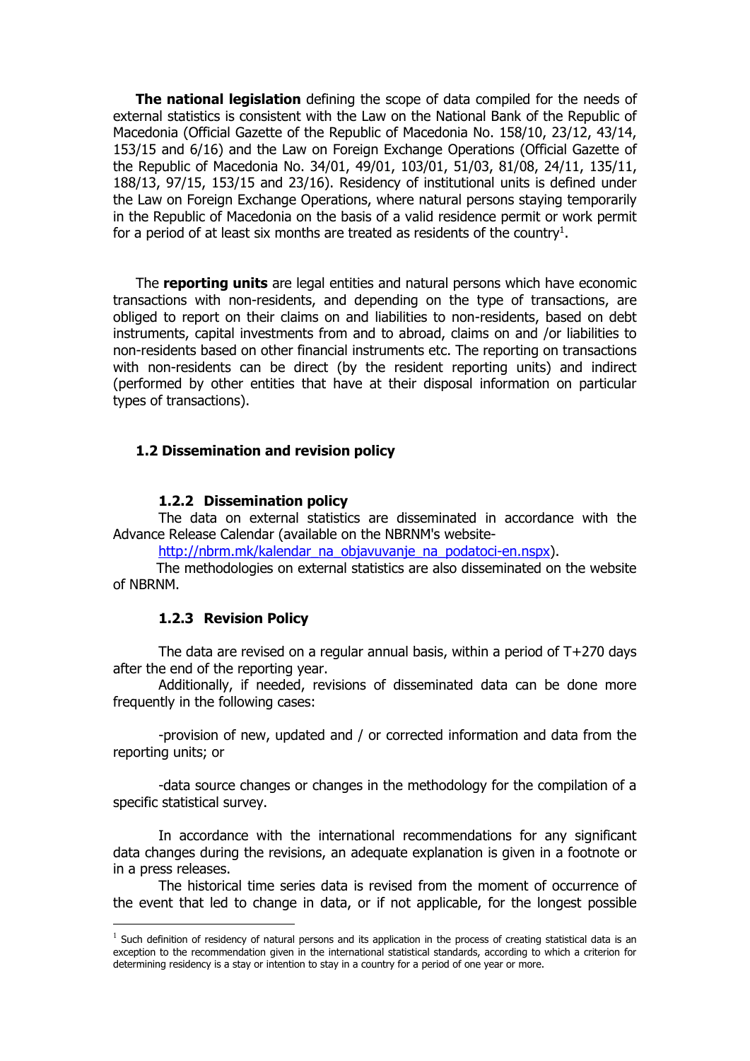**The national legislation** defining the scope of data compiled for the needs of external statistics is consistent with the Law on the National Bank of the Republic of Macedonia (Official Gazette of the Republic of Macedonia No. 158/10, 23/12, 43/14, 153/15 and 6/16) and the Law on Foreign Exchange Operations (Official Gazette of the Republic of Macedonia No. 34/01, 49/01, 103/01, 51/03, 81/08, 24/11, 135/11, 188/13, 97/15, 153/15 and 23/16). Residency of institutional units is defined under the Law on Foreign Exchange Operations, where natural persons staying temporarily in the Republic of Macedonia on the basis of a valid residence permit or work permit for a period of at least six months are treated as residents of the country[1].

The **reporting units** are legal entities and natural persons which have economic transactions with non-residents, and depending on the type of transactions, are obliged to report on their claims on and liabilities to non-residents, based on debt instruments, capital investments from and to abroad, claims on and /or liabilities to non-residents based on other financial instruments etc. The reporting on transactions with non-residents can be direct (by the resident reporting units) and indirect (performed by other entities that have at their disposal information on particular types of transactions).

## 1.2 Dissemination and revision policy

### 1.2.2 Dissemination policy

The data on external statistics are disseminated in accordance with the Advance Release Calendar (available on the NBRNM's website- [http://nbrm.mk/kalendar_na_objavuvanje_na_podatoci-en.nspx](http://nbrm.mk/kalendar_na_objavuvanje_na_podatoci-en.nspx)).

The methodologies on external statistics are also disseminated on the website of NBRNM.

### 1.2.3 Revision Policy

The data are revised on a regular annual basis, within a period of T+270 days after the end of the reporting year.

Additionally, if needed, revisions of disseminated data can be done more frequently in the following cases:

-provision of new, updated and / or corrected information and data from the reporting units; or

-data source changes or changes in the methodology for the compilation of a specific statistical survey.

In accordance with the international recommendations for any significant data changes during the revisions, an adequate explanation is given in a footnote or in a press releases.

The historical time series data is revised from the moment of occurrence of the event that led to change in data, or if not applicable, for the longest possible

---

[1] Such definition of residency of natural persons and its application in the process of creating statistical data is an exception to the recommendation given in the international statistical standards, according to which a criterion for determining residency is a stay or intention to stay in a country for a period of one year or more.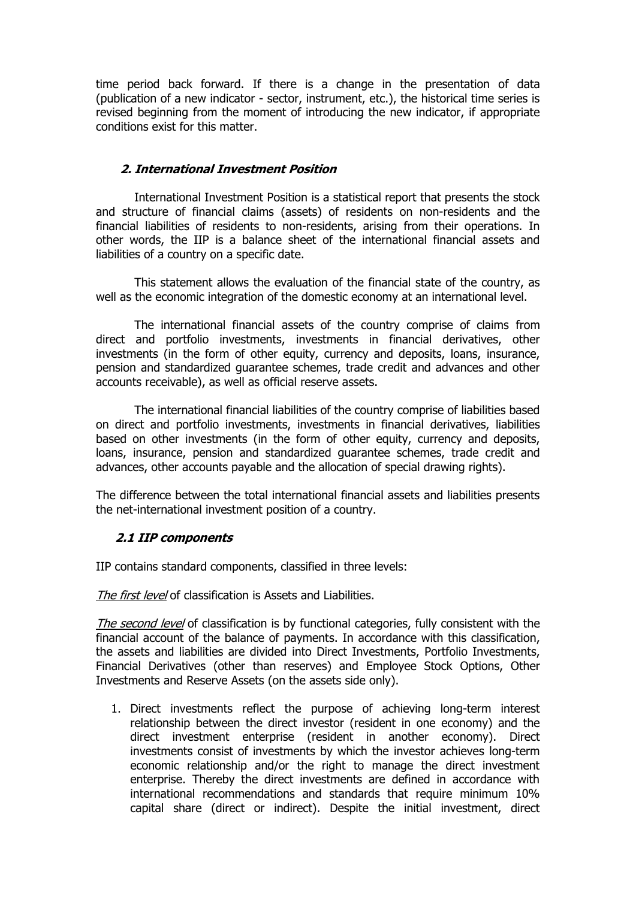time period back forward. If there is a change in the presentation of data (publication of a new indicator - sector, instrument, etc.), the historical time series is revised beginning from the moment of introducing the new indicator, if appropriate conditions exist for this matter.

## *2. International Investment Position*

International Investment Position is a statistical report that presents the stock and structure of financial claims (assets) of residents on non-residents and the financial liabilities of residents to non-residents, arising from their operations. In other words, the IIP is a balance sheet of the international financial assets and liabilities of a country on a specific date.

This statement allows the evaluation of the financial state of the country, as well as the economic integration of the domestic economy at an international level.

The international financial assets of the country comprise of claims from direct and portfolio investments, investments in financial derivatives, other investments (in the form of other equity, currency and deposits, loans, insurance, pension and standardized guarantee schemes, trade credit and advances and other accounts receivable), as well as official reserve assets.

The international financial liabilities of the country comprise of liabilities based on direct and portfolio investments, investments in financial derivatives, liabilities based on other investments (in the form of other equity, currency and deposits, loans, insurance, pension and standardized guarantee schemes, trade credit and advances, other accounts payable and the allocation of special drawing rights).

The difference between the total international financial assets and liabilities presents the net-international investment position of a country.

### *2.1 IIP components*

IIP contains standard components, classified in three levels:

*The first level* of classification is Assets and Liabilities.

*The second level* of classification is by functional categories, fully consistent with the financial account of the balance of payments. In accordance with this classification, the assets and liabilities are divided into Direct Investments, Portfolio Investments, Financial Derivatives (other than reserves) and Employee Stock Options, Other Investments and Reserve Assets (on the assets side only).

1. Direct investments reflect the purpose of achieving long-term interest relationship between the direct investor (resident in one economy) and the direct investment enterprise (resident in another economy). Direct investments consist of investments by which the investor achieves long-term economic relationship and/or the right to manage the direct investment enterprise. Thereby the direct investments are defined in accordance with international recommendations and standards that require minimum 10% capital share (direct or indirect). Despite the initial investment, direct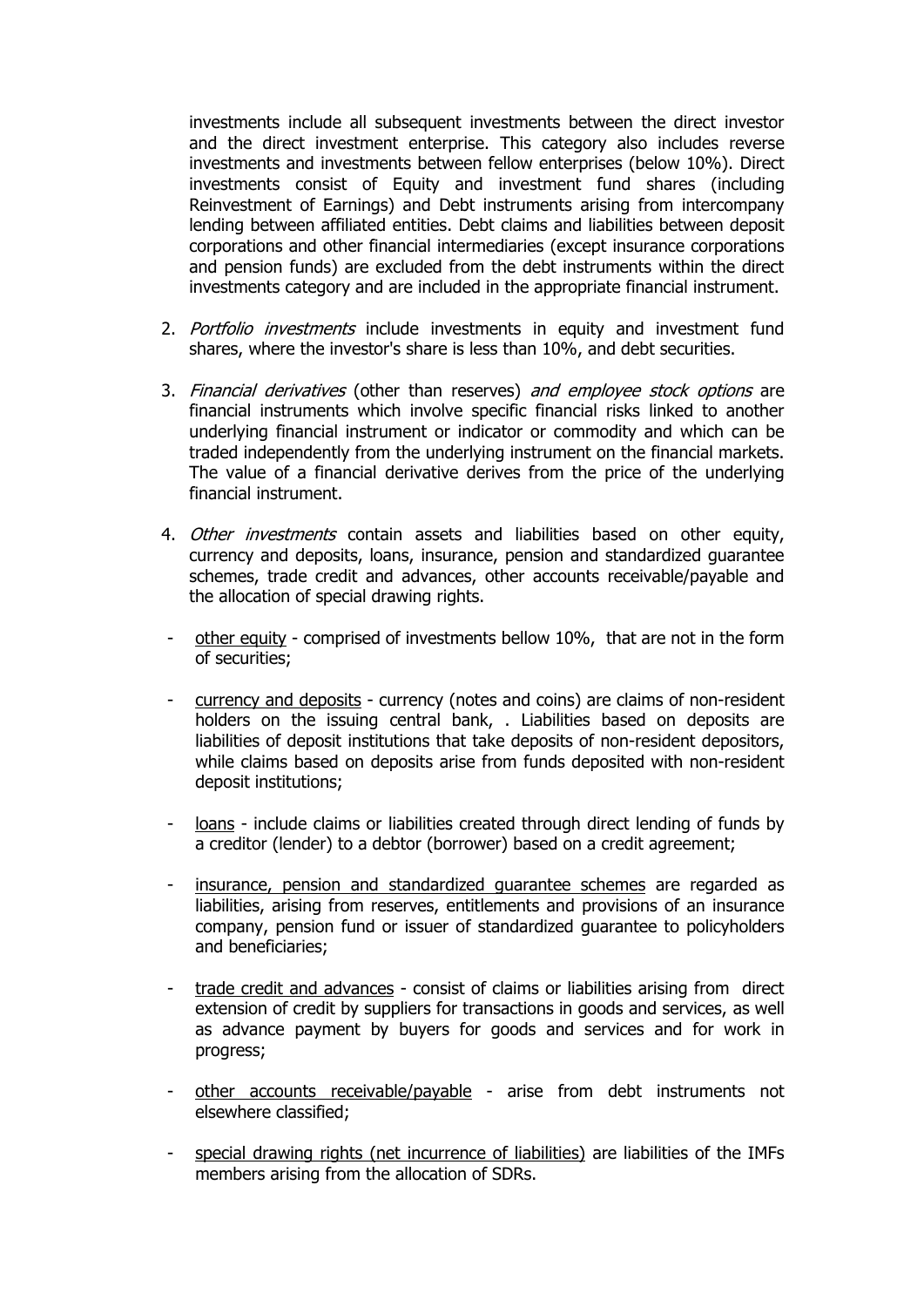investments include all subsequent investments between the direct investor and the direct investment enterprise. This category also includes reverse investments and investments between fellow enterprises (below 10%). Direct investments consist of Equity and investment fund shares (including Reinvestment of Earnings) and Debt instruments arising from intercompany lending between affiliated entities. Debt claims and liabilities between deposit corporations and other financial intermediaries (except insurance corporations and pension funds) are excluded from the debt instruments within the direct investments category and are included in the appropriate financial instrument.

2. *Portfolio investments* include investments in equity and investment fund shares, where the investor's share is less than 10%, and debt securities.

3. *Financial derivatives* (other than reserves) *and employee stock options* are financial instruments which involve specific financial risks linked to another underlying financial instrument or indicator or commodity and which can be traded independently from the underlying instrument on the financial markets. The value of a financial derivative derives from the price of the underlying financial instrument.

4. *Other investments* contain assets and liabilities based on other equity, currency and deposits, loans, insurance, pension and standardized guarantee schemes, trade credit and advances, other accounts receivable/payable and the allocation of special drawing rights.

- <u>other equity</u> - comprised of investments bellow 10%, that are not in the form of securities;

- <u>currency and deposits</u> - currency (notes and coins) are claims of non-resident holders on the issuing central bank, . Liabilities based on deposits are liabilities of deposit institutions that take deposits of non-resident depositors, while claims based on deposits arise from funds deposited with non-resident deposit institutions;

- <u>loans</u> - include claims or liabilities created through direct lending of funds by a creditor (lender) to a debtor (borrower) based on a credit agreement;

- <u>insurance, pension and standardized guarantee schemes</u> are regarded as liabilities, arising from reserves, entitlements and provisions of an insurance company, pension fund or issuer of standardized guarantee to policyholders and beneficiaries;

- <u>trade credit and advances</u> - consist of claims or liabilities arising from direct extension of credit by suppliers for transactions in goods and services, as well as advance payment by buyers for goods and services and for work in progress;

- <u>other accounts receivable/payable</u> - arise from debt instruments not elsewhere classified;

- <u>special drawing rights (net incurrence of liabilities)</u> are liabilities of the IMFs members arising from the allocation of SDRs.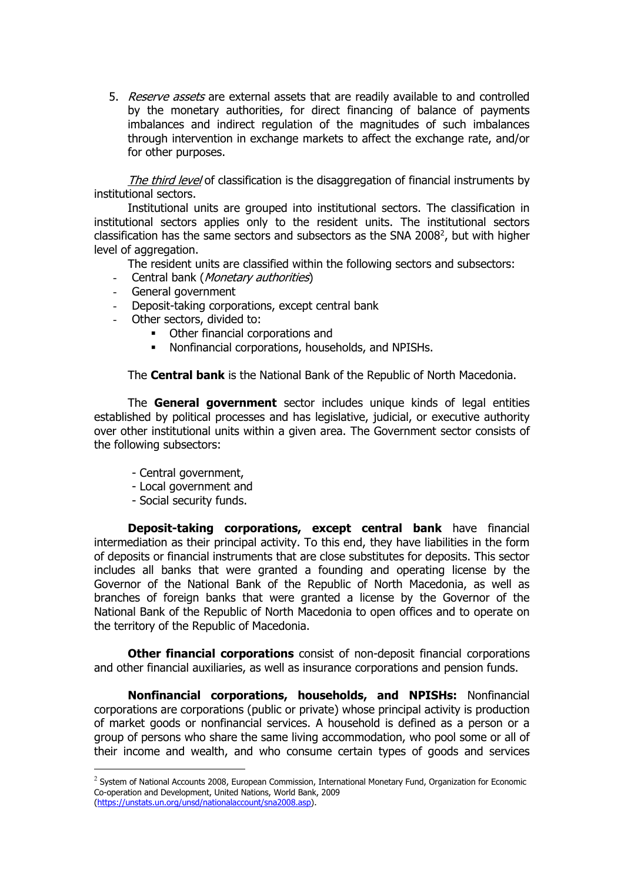5. *Reserve assets* are external assets that are readily available to and controlled by the monetary authorities, for direct financing of balance of payments imbalances and indirect regulation of the magnitudes of such imbalances through intervention in exchange markets to affect the exchange rate, and/or for other purposes.

*The third level* of classification is the disaggregation of financial instruments by institutional sectors.

Institutional units are grouped into institutional sectors. The classification in institutional sectors applies only to the resident units. The institutional sectors classification has the same sectors and subsectors as the SNA 2008[2], but with higher level of aggregation.

The resident units are classified within the following sectors and subsectors:

- Central bank (*Monetary authorities*)
- General government
- Deposit-taking corporations, except central bank
- Other sectors, divided to:
  - Other financial corporations and
  - Nonfinancial corporations, households, and NPISHs.

The **Central bank** is the National Bank of the Republic of North Macedonia.

The **General government** sector includes unique kinds of legal entities established by political processes and has legislative, judicial, or executive authority over other institutional units within a given area. The Government sector consists of the following subsectors:

- Central government,
- Local government and
- Social security funds.

**Deposit-taking corporations, except central bank** have financial intermediation as their principal activity. To this end, they have liabilities in the form of deposits or financial instruments that are close substitutes for deposits. This sector includes all banks that were granted a founding and operating license by the Governor of the National Bank of the Republic of North Macedonia, as well as branches of foreign banks that were granted a license by the Governor of the National Bank of the Republic of North Macedonia to open offices and to operate on the territory of the Republic of Macedonia.

**Other financial corporations** consist of non-deposit financial corporations and other financial auxiliaries, as well as insurance corporations and pension funds.

**Nonfinancial corporations, households, and NPISHs:** Nonfinancial corporations are corporations (public or private) whose principal activity is production of market goods or nonfinancial services. A household is defined as a person or a group of persons who share the same living accommodation, who pool some or all of their income and wealth, and who consume certain types of goods and services

---

[2] System of National Accounts 2008, European Commission, International Monetary Fund, Organization for Economic Co-operation and Development, United Nations, World Bank, 2009 (https://unstats.un.org/unsd/nationalaccount/sna2008.asp).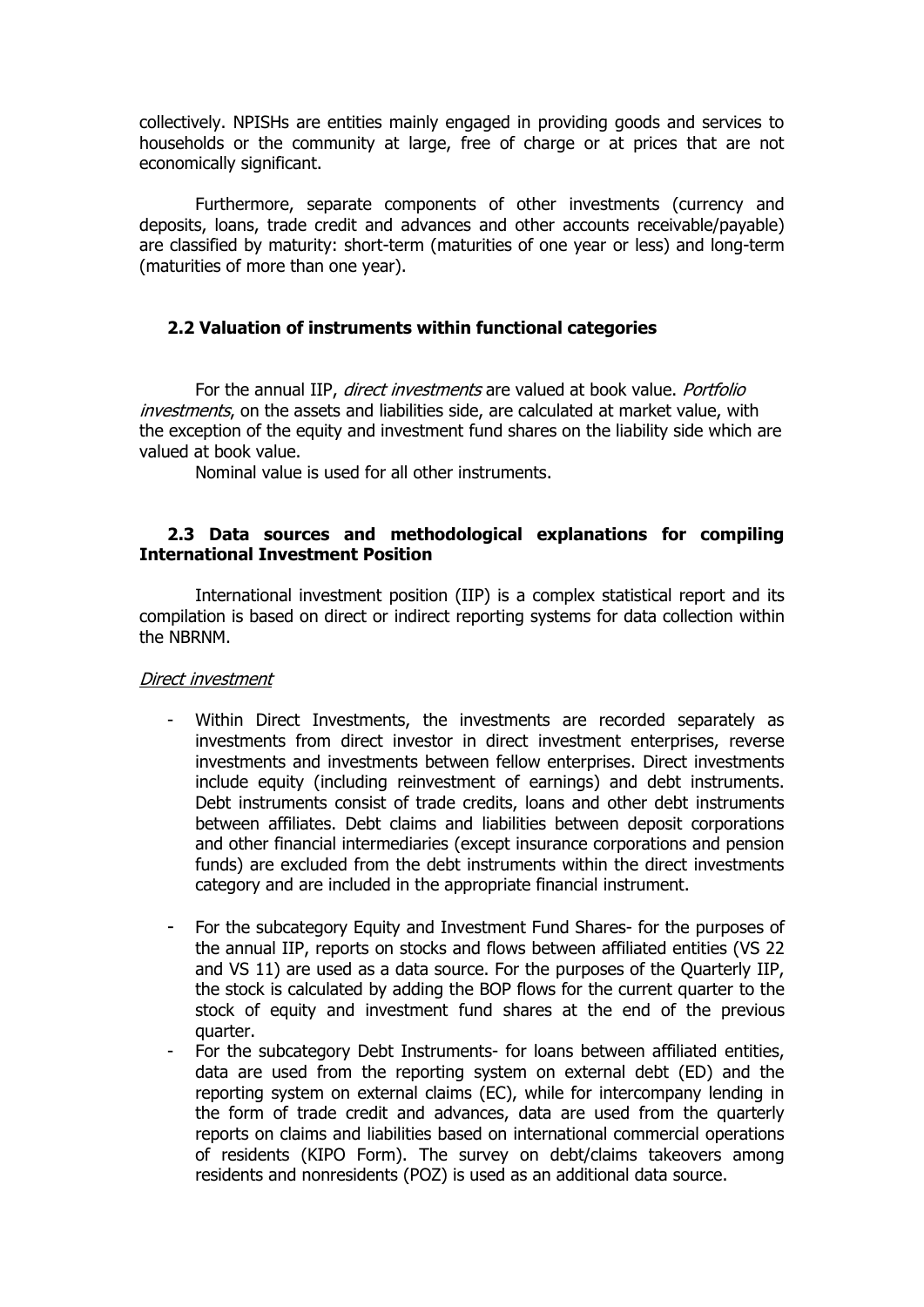collectively. NPISHs are entities mainly engaged in providing goods and services to households or the community at large, free of charge or at prices that are not economically significant.

Furthermore, separate components of other investments (currency and deposits, loans, trade credit and advances and other accounts receivable/payable) are classified by maturity: short-term (maturities of one year or less) and long-term (maturities of more than one year).

### 2.2 Valuation of instruments within functional categories

For the annual IIP, *direct investments* are valued at book value. *Portfolio investments*, on the assets and liabilities side, are calculated at market value, with the exception of the equity and investment fund shares on the liability side which are valued at book value.

Nominal value is used for all other instruments.

### 2.3 Data sources and methodological explanations for compiling International Investment Position

International investment position (IIP) is a complex statistical report and its compilation is based on direct or indirect reporting systems for data collection within the NBRNM.

Direct investment

- Within Direct Investments, the investments are recorded separately as investments from direct investor in direct investment enterprises, reverse investments and investments between fellow enterprises. Direct investments include equity (including reinvestment of earnings) and debt instruments. Debt instruments consist of trade credits, loans and other debt instruments between affiliates. Debt claims and liabilities between deposit corporations and other financial intermediaries (except insurance corporations and pension funds) are excluded from the debt instruments within the direct investments category and are included in the appropriate financial instrument.
- For the subcategory Equity and Investment Fund Shares- for the purposes of the annual IIP, reports on stocks and flows between affiliated entities (VS 22 and VS 11) are used as a data source. For the purposes of the Quarterly IIP, the stock is calculated by adding the BOP flows for the current quarter to the stock of equity and investment fund shares at the end of the previous quarter.
- For the subcategory Debt Instruments- for loans between affiliated entities, data are used from the reporting system on external debt (ED) and the reporting system on external claims (EC), while for intercompany lending in the form of trade credit and advances, data are used from the quarterly reports on claims and liabilities based on international commercial operations of residents (KIPO Form). The survey on debt/claims takeovers among residents and nonresidents (POZ) is used as an additional data source.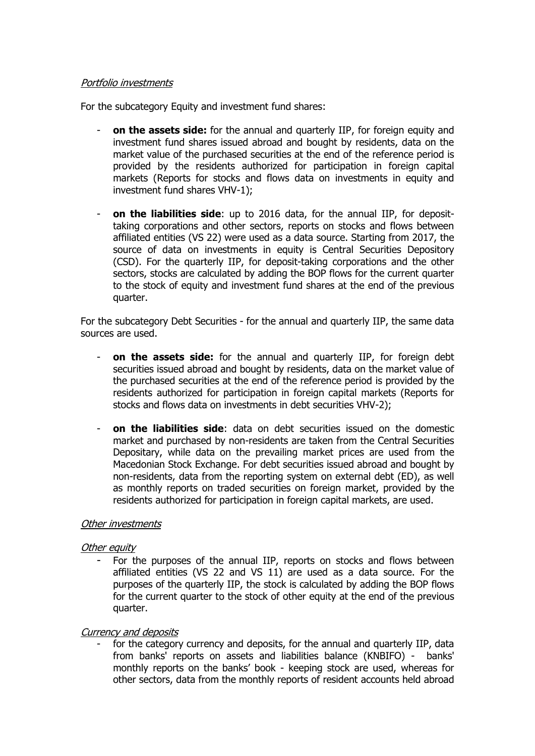*Portfolio investments*

For the subcategory Equity and investment fund shares:

- **on the assets side:** for the annual and quarterly IIP, for foreign equity and investment fund shares issued abroad and bought by residents, data on the market value of the purchased securities at the end of the reference period is provided by the residents authorized for participation in foreign capital markets (Reports for stocks and flows data on investments in equity and investment fund shares VHV-1);

- **on the liabilities side**: up to 2016 data, for the annual IIP, for deposit-taking corporations and other sectors, reports on stocks and flows between affiliated entities (VS 22) were used as a data source. Starting from 2017, the source of data on investments in equity is Central Securities Depository (CSD). For the quarterly IIP, for deposit-taking corporations and the other sectors, stocks are calculated by adding the BOP flows for the current quarter to the stock of equity and investment fund shares at the end of the previous quarter.

For the subcategory Debt Securities - for the annual and quarterly IIP, the same data sources are used.

- **on the assets side:** for the annual and quarterly IIP, for foreign debt securities issued abroad and bought by residents, data on the market value of the purchased securities at the end of the reference period is provided by the residents authorized for participation in foreign capital markets (Reports for stocks and flows data on investments in debt securities VHV-2);

- **on the liabilities side**: data on debt securities issued on the domestic market and purchased by non-residents are taken from the Central Securities Depositary, while data on the prevailing market prices are used from the Macedonian Stock Exchange. For debt securities issued abroad and bought by non-residents, data from the reporting system on external debt (ED), as well as monthly reports on traded securities on foreign market, provided by the residents authorized for participation in foreign capital markets, are used.

*Other investments*

*Other equity*

- For the purposes of the annual IIP, reports on stocks and flows between affiliated entities (VS 22 and VS 11) are used as a data source. For the purposes of the quarterly IIP, the stock is calculated by adding the BOP flows for the current quarter to the stock of other equity at the end of the previous quarter.

*Currency and deposits*

- for the category currency and deposits, for the annual and quarterly IIP, data from banks' reports on assets and liabilities balance (KNBIFO) - banks' monthly reports on the banks' book - keeping stock are used, whereas for other sectors, data from the monthly reports of resident accounts held abroad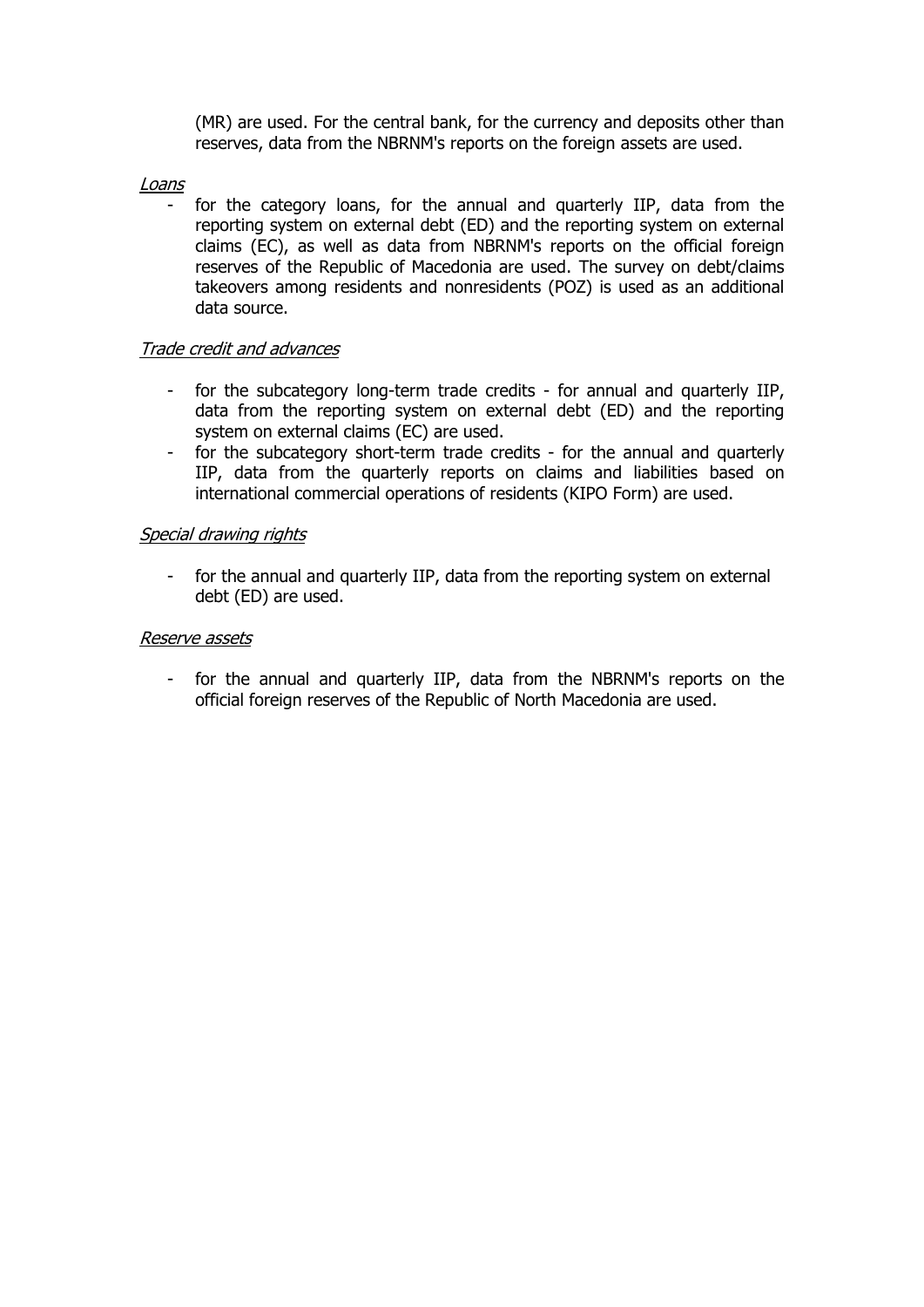(MR) are used. For the central bank, for the currency and deposits other than reserves, data from the NBRNM's reports on the foreign assets are used.

*Loans*

- for the category loans, for the annual and quarterly IIP, data from the reporting system on external debt (ED) and the reporting system on external claims (EC), as well as data from NBRNM's reports on the official foreign reserves of the Republic of Macedonia are used. The survey on debt/claims takeovers among residents and nonresidents (POZ) is used as an additional data source.

*Trade credit and advances*

- for the subcategory long-term trade credits - for annual and quarterly IIP, data from the reporting system on external debt (ED) and the reporting system on external claims (EC) are used.
- for the subcategory short-term trade credits - for the annual and quarterly IIP, data from the quarterly reports on claims and liabilities based on international commercial operations of residents (KIPO Form) are used.

*Special drawing rights*

- for the annual and quarterly IIP, data from the reporting system on external debt (ED) are used.

*Reserve assets*

- for the annual and quarterly IIP, data from the NBRNM's reports on the official foreign reserves of the Republic of North Macedonia are used.